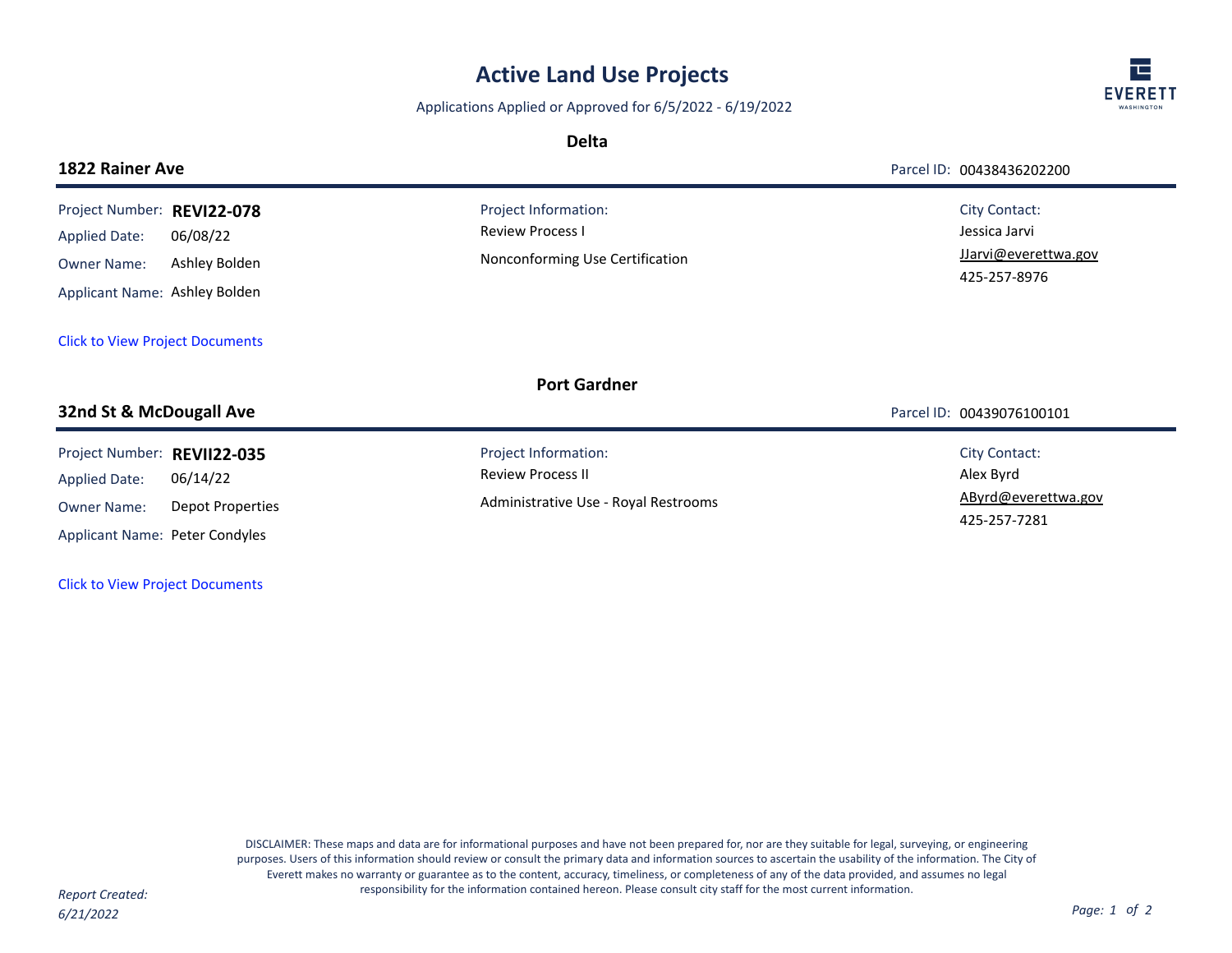# Active Land Use Projects

Applications Applied or Approved for 6/5/2022 - 6/19/2022

## Delta

### 1822 Rainer Ave

Parcel ID: 00438436202200

Project Number: **REVI22-078**
Applied Date: 06/08/22
Owner Name: Ashley Bolden
Applicant Name: Ashley Bolden

Project Information:
Review Process I
Nonconforming Use Certification

City Contact:
Jessica Jarvi
JJarvi@everettwa.gov
425-257-8976

Click to View Project Documents

## Port Gardner

### 32nd St & McDougall Ave

Parcel ID: 00439076100101

Project Number: **REVII22-035**
Applied Date: 06/14/22
Owner Name: Depot Properties
Applicant Name: Peter Condyles

Project Information:
Review Process II
Administrative Use - Royal Restrooms

City Contact:
Alex Byrd
AByrd@everettwa.gov
425-257-7281

Click to View Project Documents

DISCLAIMER: These maps and data are for informational purposes and have not been prepared for, nor are they suitable for legal, surveying, or engineering purposes. Users of this information should review or consult the primary data and information sources to ascertain the usability of the information. The City of Everett makes no warranty or guarantee as to the content, accuracy, timeliness, or completeness of any of the data provided, and assumes no legal responsibility for the information contained hereon. Please consult city staff for the most current information.

*Report Created: 6/21/2022*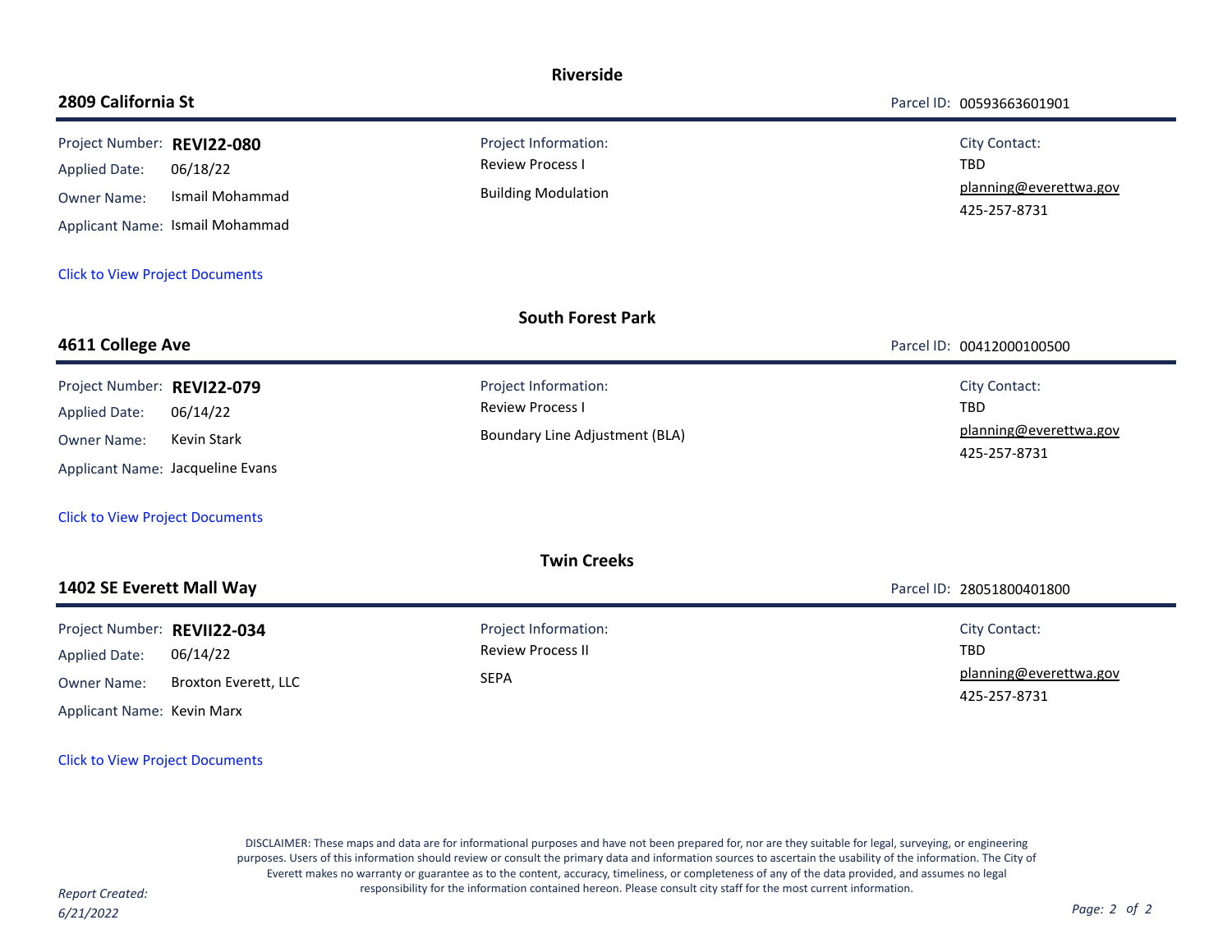## Riverside

### 2809 California St

Parcel ID: 00593663601901

Project Number: **REVI22-080**
Applied Date: 06/18/22
Owner Name: Ismail Mohammad
Applicant Name: Ismail Mohammad

Project Information:
Review Process I
Building Modulation

City Contact:
TBD
planning@everettwa.gov
425-257-8731

Click to View Project Documents

## South Forest Park

### 4611 College Ave

Parcel ID: 00412000100500

Project Number: **REVI22-079**
Applied Date: 06/14/22
Owner Name: Kevin Stark
Applicant Name: Jacqueline Evans

Project Information:
Review Process I
Boundary Line Adjustment (BLA)

City Contact:
TBD
planning@everettwa.gov
425-257-8731

Click to View Project Documents

## Twin Creeks

### 1402 SE Everett Mall Way

Parcel ID: 28051800401800

Project Number: **REVII22-034**
Applied Date: 06/14/22
Owner Name: Broxton Everett, LLC
Applicant Name: Kevin Marx

Project Information:
Review Process II
SEPA

City Contact:
TBD
planning@everettwa.gov
425-257-8731

Click to View Project Documents

DISCLAIMER: These maps and data are for informational purposes and have not been prepared for, nor are they suitable for legal, surveying, or engineering purposes. Users of this information should review or consult the primary data and information sources to ascertain the usability of the information. The City of Everett makes no warranty or guarantee as to the content, accuracy, timeliness, or completeness of any of the data provided, and assumes no legal responsibility for the information contained hereon. Please consult city staff for the most current information.

*Report Created: 6/21/2022*